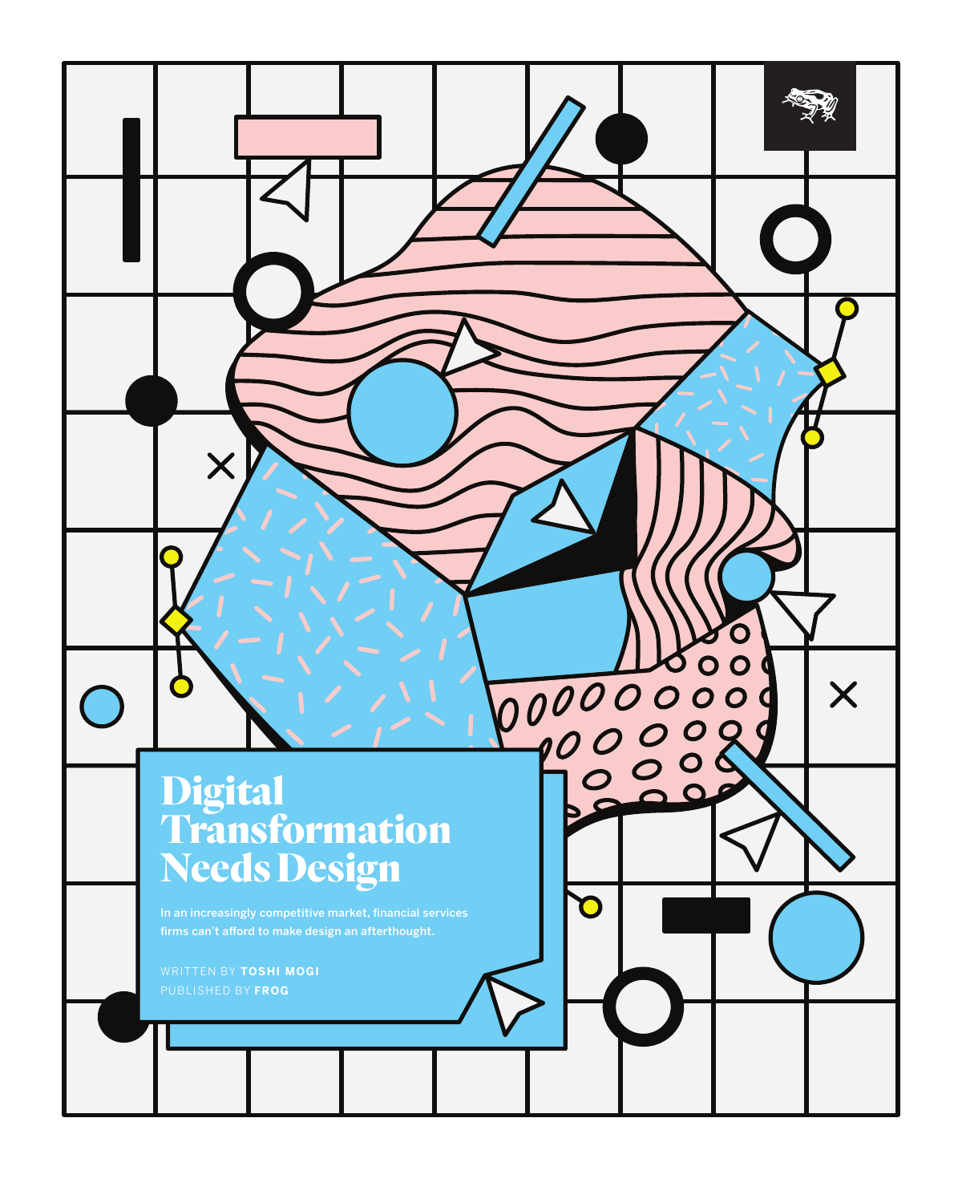# Digital Transformation Needs Design

In an increasingly competitive market, financial services firms can't afford to make design an afterthought.

WRITTEN BY **TOSHI MOGI**
PUBLISHED BY **FROG**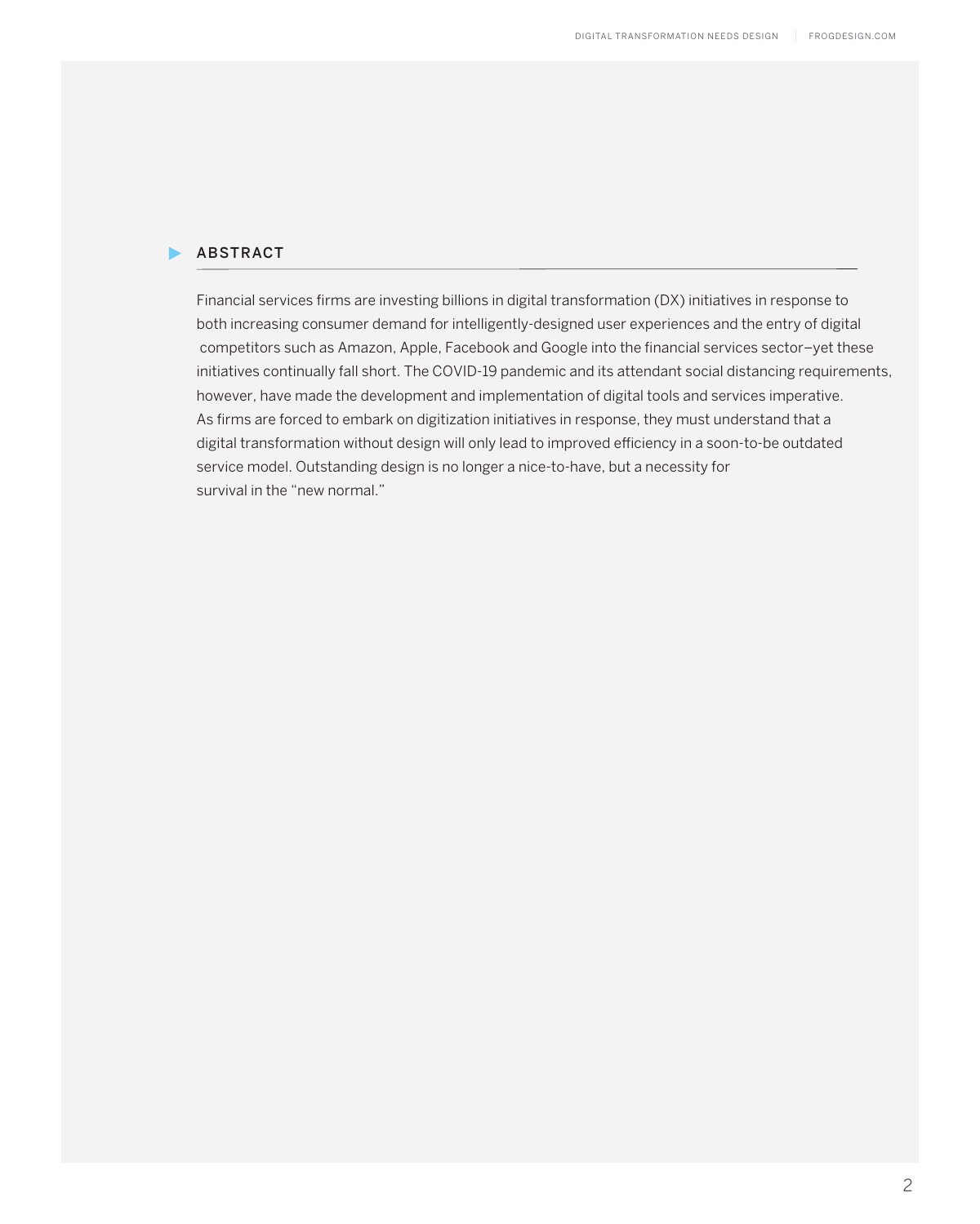## ABSTRACT

Financial services firms are investing billions in digital transformation (DX) initiatives in response to both increasing consumer demand for intelligently-designed user experiences and the entry of digital competitors such as Amazon, Apple, Facebook and Google into the financial services sector–yet these initiatives continually fall short. The COVID-19 pandemic and its attendant social distancing requirements, however, have made the development and implementation of digital tools and services imperative. As firms are forced to embark on digitization initiatives in response, they must understand that a digital transformation without design will only lead to improved efficiency in a soon-to-be outdated service model. Outstanding design is no longer a nice-to-have, but a necessity for survival in the "new normal."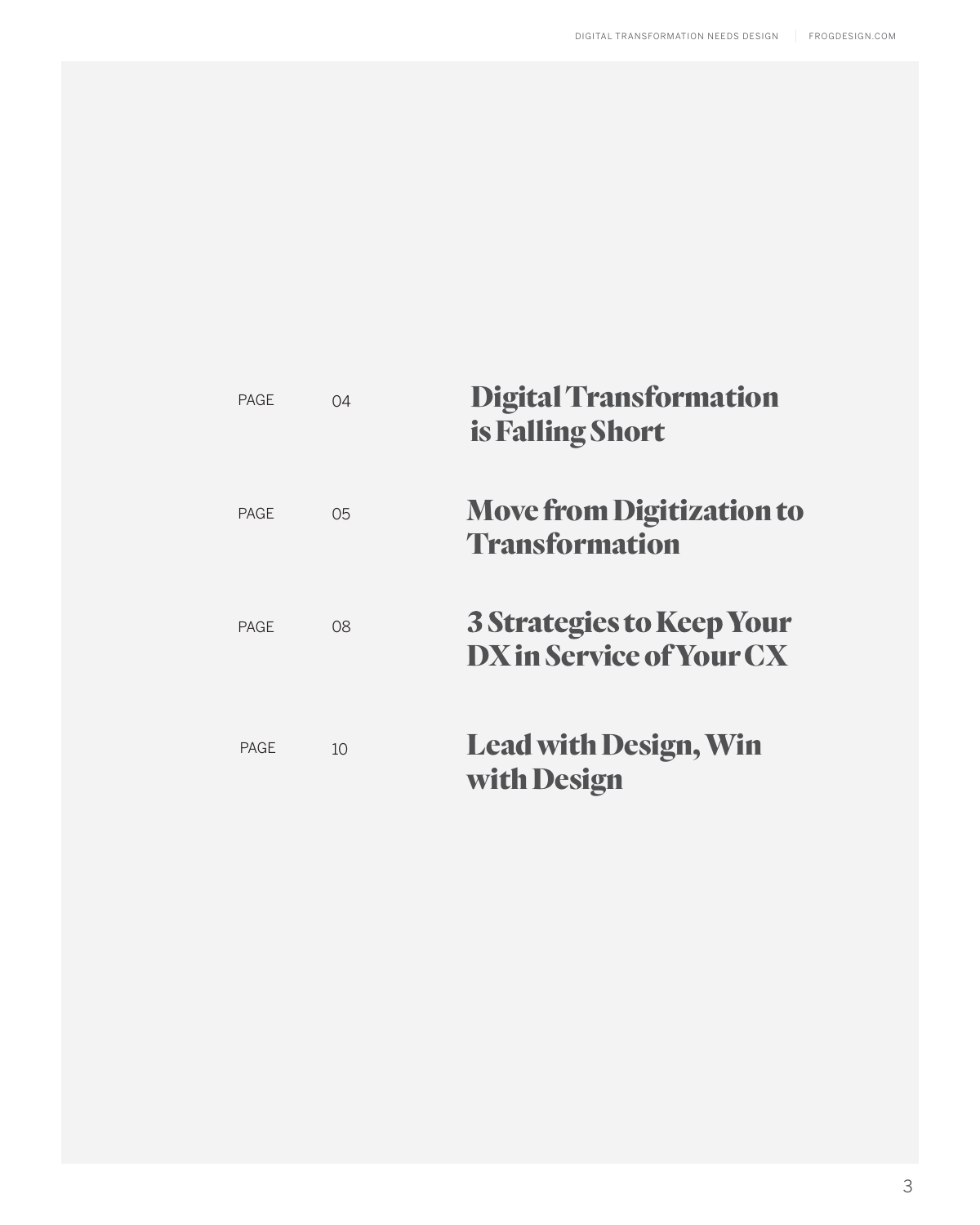| | | |
|---|---|---|
| PAGE | 04 | **Digital Transformation is Falling Short** |
| PAGE | 05 | **Move from Digitization to Transformation** |
| PAGE | 08 | **3 Strategies to Keep Your DX in Service of Your CX** |
| PAGE | 10 | **Lead with Design, Win with Design** |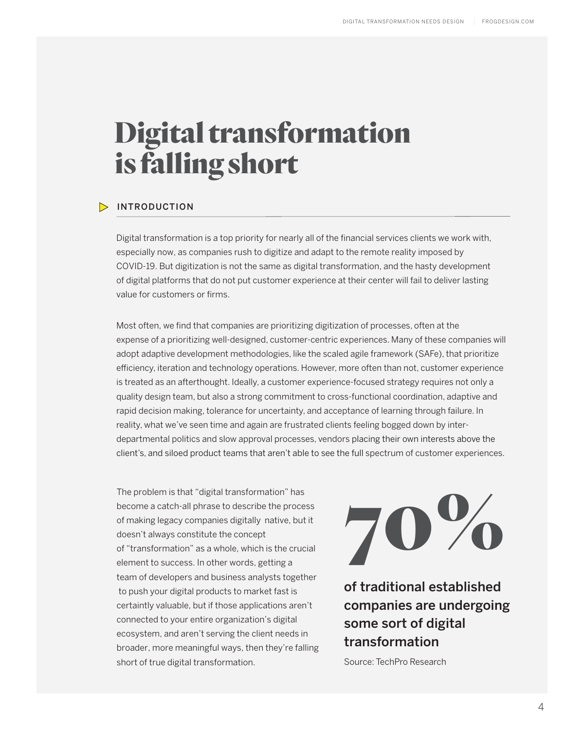# Digital transformation is falling short

## INTRODUCTION

Digital transformation is a top priority for nearly all of the financial services clients we work with, especially now, as companies rush to digitize and adapt to the remote reality imposed by COVID-19. But digitization is not the same as digital transformation, and the hasty development of digital platforms that do not put customer experience at their center will fail to deliver lasting value for customers or firms.

Most often, we find that companies are prioritizing digitization of processes, often at the expense of a prioritizing well-designed, customer-centric experiences. Many of these companies will adopt adaptive development methodologies, like the scaled agile framework (SAFe), that prioritize efficiency, iteration and technology operations. However, more often than not, customer experience is treated as an afterthought. Ideally, a customer experience-focused strategy requires not only a quality design team, but also a strong commitment to cross-functional coordination, adaptive and rapid decision making, tolerance for uncertainty, and acceptance of learning through failure. In reality, what we've seen time and again are frustrated clients feeling bogged down by inter-departmental politics and slow approval processes, vendors placing their own interests above the client's, and siloed product teams that aren't able to see the full spectrum of customer experiences.

The problem is that "digital transformation" has become a catch-all phrase to describe the process of making legacy companies digitally native, but it doesn't always constitute the concept of "transformation" as a whole, which is the crucial element to success. In other words, getting a team of developers and business analysts together to push your digital products to market fast is certaintly valuable, but if those applications aren't connected to your entire organization's digital ecosystem, and aren't serving the client needs in broader, more meaningful ways, then they're falling short of true digital transformation.

**70%**

**of traditional established companies are undergoing some sort of digital transformation**

Source: TechPro Research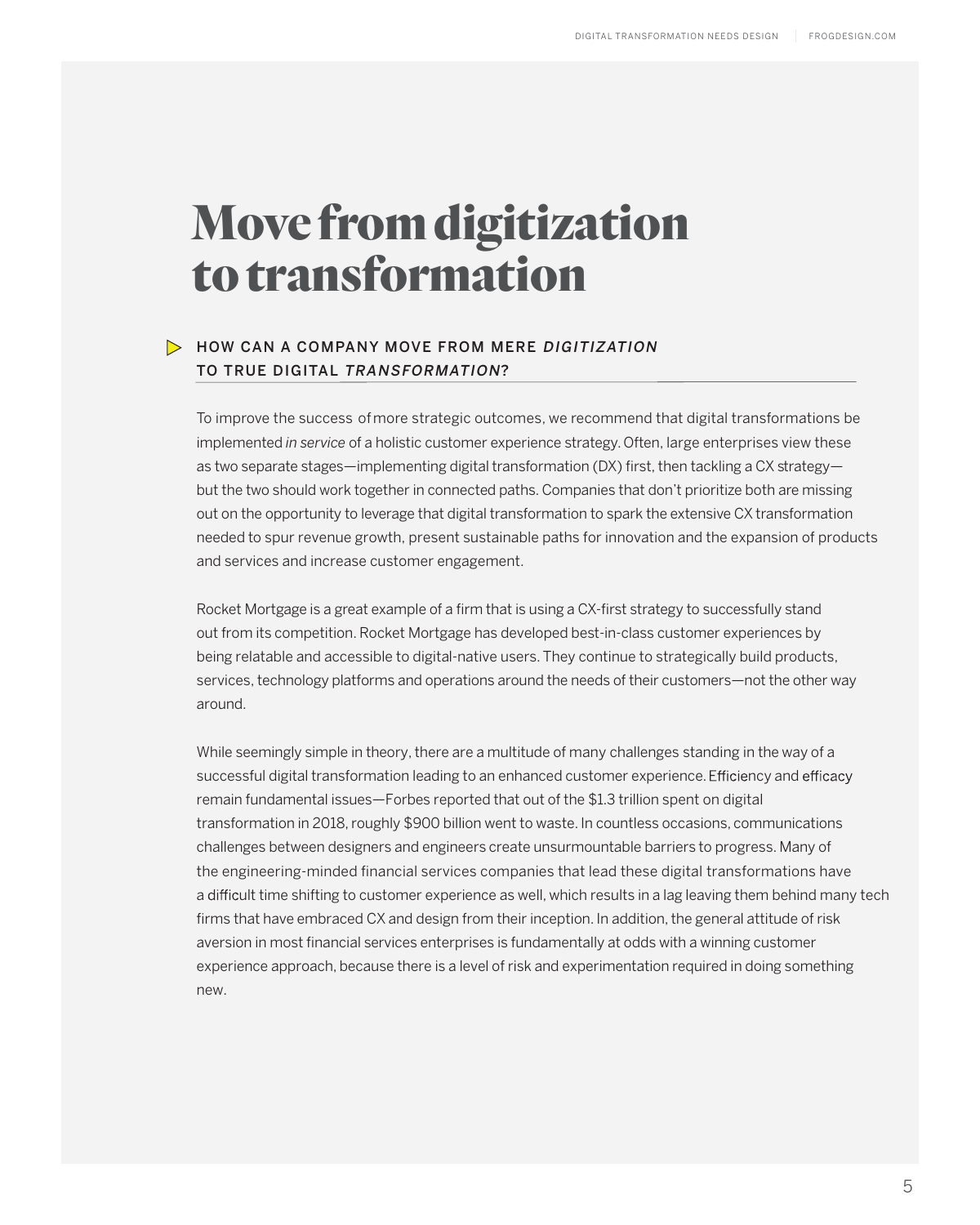# Move from digitization to transformation

## HOW CAN A COMPANY MOVE FROM MERE *DIGITIZATION* TO TRUE DIGITAL *TRANSFORMATION*?

To improve the success of more strategic outcomes, we recommend that digital transformations be implemented *in service* of a holistic customer experience strategy. Often, large enterprises view these as two separate stages—implementing digital transformation (DX) first, then tackling a CX strategy—but the two should work together in connected paths. Companies that don't prioritize both are missing out on the opportunity to leverage that digital transformation to spark the extensive CX transformation needed to spur revenue growth, present sustainable paths for innovation and the expansion of products and services and increase customer engagement.

Rocket Mortgage is a great example of a firm that is using a CX-first strategy to successfully stand out from its competition. Rocket Mortgage has developed best-in-class customer experiences by being relatable and accessible to digital-native users. They continue to strategically build products, services, technology platforms and operations around the needs of their customers—not the other way around.

While seemingly simple in theory, there are a multitude of many challenges standing in the way of a successful digital transformation leading to an enhanced customer experience. Efficiency and efficacy remain fundamental issues—Forbes reported that out of the $1.3 trillion spent on digital transformation in 2018, roughly $900 billion went to waste. In countless occasions, communications challenges between designers and engineers create unsurmountable barriers to progress. Many of the engineering-minded financial services companies that lead these digital transformations have a difficult time shifting to customer experience as well, which results in a lag leaving them behind many tech firms that have embraced CX and design from their inception. In addition, the general attitude of risk aversion in most financial services enterprises is fundamentally at odds with a winning customer experience approach, because there is a level of risk and experimentation required in doing something new.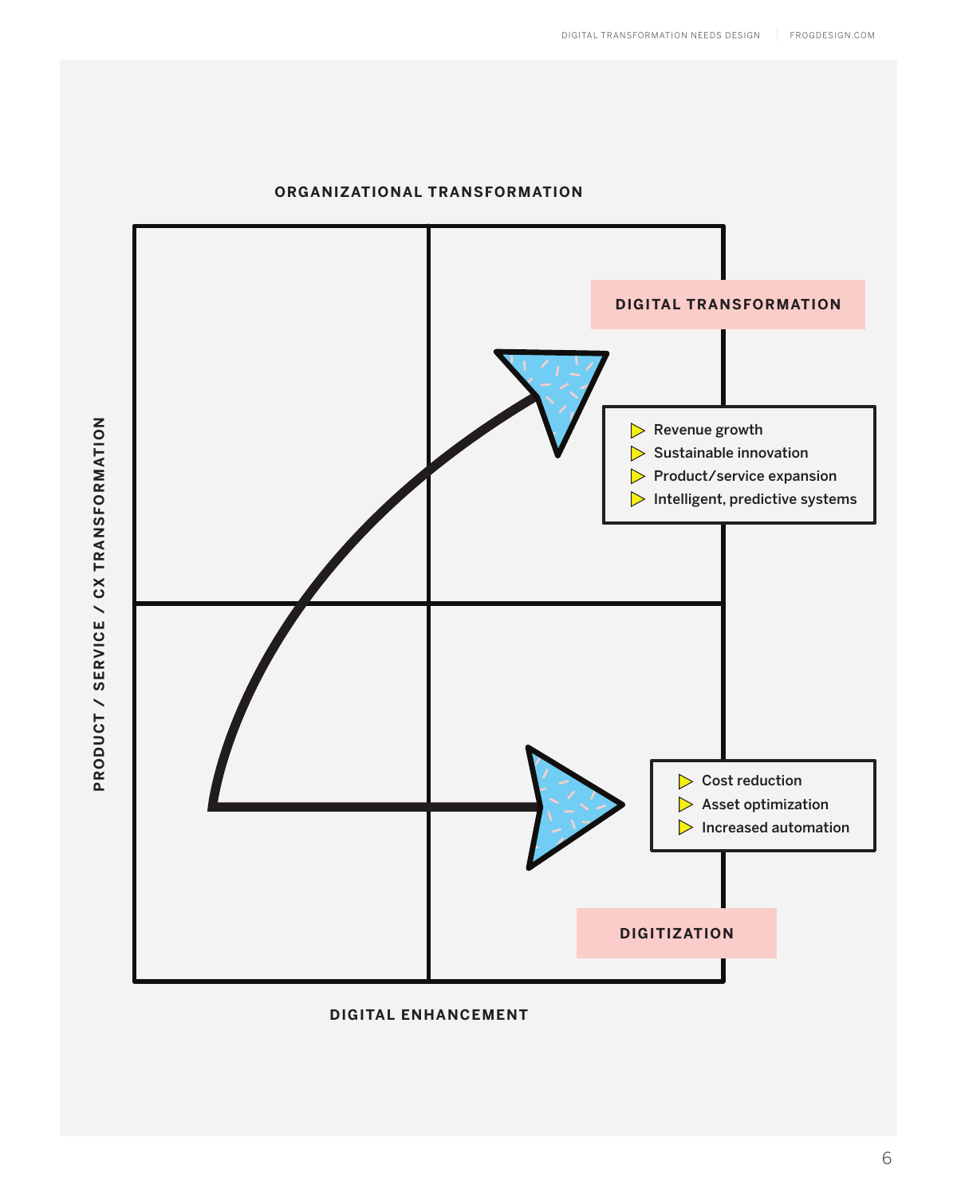ORGANIZATIONAL TRANSFORMATION

PRODUCT / SERVICE / CX TRANSFORMATION

DIGITAL TRANSFORMATION

- Revenue growth
- Sustainable innovation
- Product/service expansion
- Intelligent, predictive systems

- Cost reduction
- Asset optimization
- Increased automation

DIGITIZATION

DIGITAL ENHANCEMENT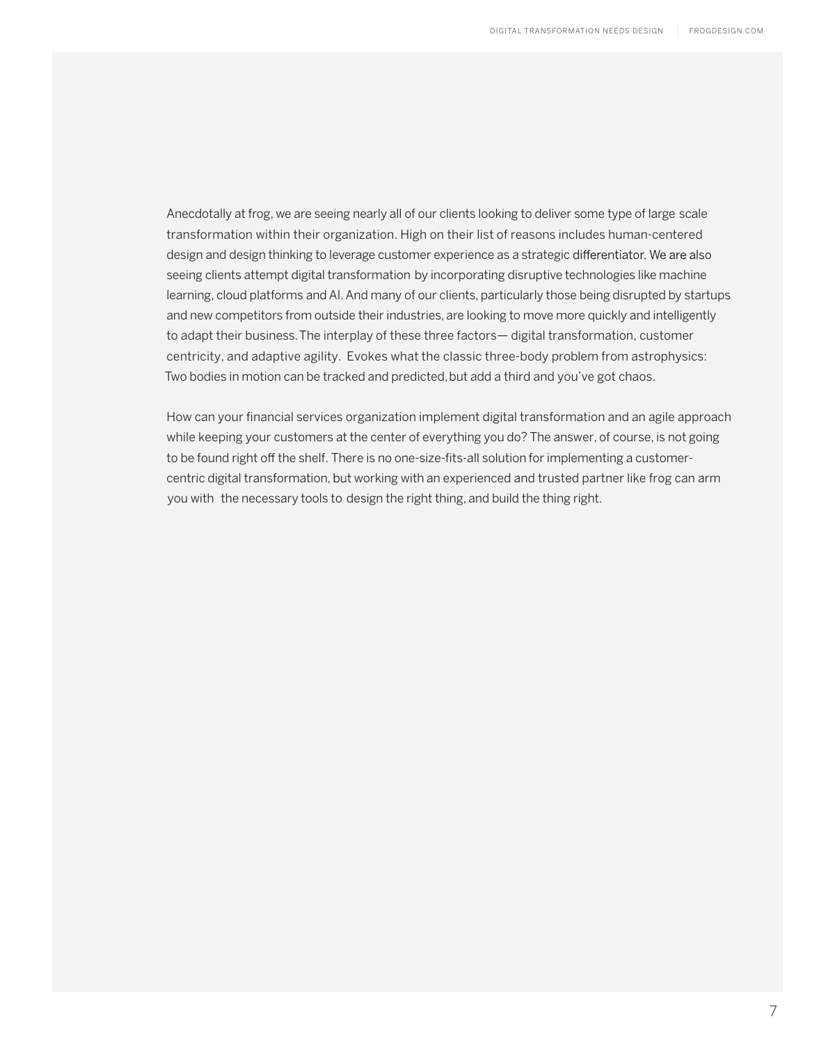Anecdotally at frog, we are seeing nearly all of our clients looking to deliver some type of large scale transformation within their organization. High on their list of reasons includes human-centered design and design thinking to leverage customer experience as a strategic differentiator. We are also seeing clients attempt digital transformation by incorporating disruptive technologies like machine learning, cloud platforms and AI. And many of our clients, particularly those being disrupted by startups and new competitors from outside their industries, are looking to move more quickly and intelligently to adapt their business. The interplay of these three factors— digital transformation, customer centricity, and adaptive agility. Evokes what the classic three-body problem from astrophysics: Two bodies in motion can be tracked and predicted, but add a third and you've got chaos.

How can your financial services organization implement digital transformation and an agile approach while keeping your customers at the center of everything you do? The answer, of course, is not going to be found right off the shelf. There is no one-size-fits-all solution for implementing a customer-centric digital transformation, but working with an experienced and trusted partner like frog can arm you with the necessary tools to design the right thing, and build the thing right.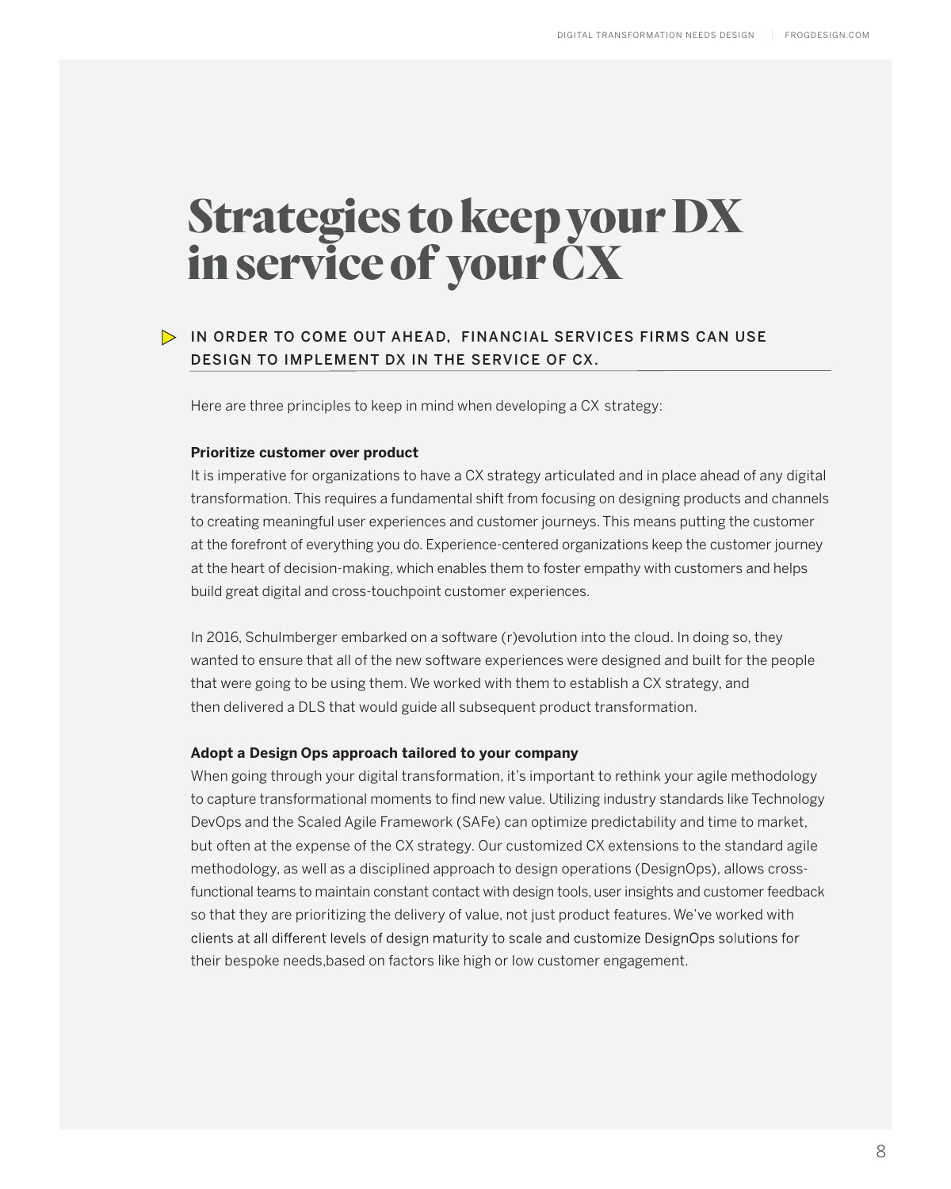# Strategies to keep your DX in service of your CX

IN ORDER TO COME OUT AHEAD, FINANCIAL SERVICES FIRMS CAN USE DESIGN TO IMPLEMENT DX IN THE SERVICE OF CX.

Here are three principles to keep in mind when developing a CX strategy:

**Prioritize customer over product**

It is imperative for organizations to have a CX strategy articulated and in place ahead of any digital transformation. This requires a fundamental shift from focusing on designing products and channels to creating meaningful user experiences and customer journeys. This means putting the customer at the forefront of everything you do. Experience-centered organizations keep the customer journey at the heart of decision-making, which enables them to foster empathy with customers and helps build great digital and cross-touchpoint customer experiences.

In 2016, Schulmberger embarked on a software (r)evolution into the cloud. In doing so, they wanted to ensure that all of the new software experiences were designed and built for the people that were going to be using them. We worked with them to establish a CX strategy, and then delivered a DLS that would guide all subsequent product transformation.

**Adopt a Design Ops approach tailored to your company**

When going through your digital transformation, it's important to rethink your agile methodology to capture transformational moments to find new value. Utilizing industry standards like Technology DevOps and the Scaled Agile Framework (SAFe) can optimize predictability and time to market, but often at the expense of the CX strategy. Our customized CX extensions to the standard agile methodology, as well as a disciplined approach to design operations (DesignOps), allows cross-functional teams to maintain constant contact with design tools, user insights and customer feedback so that they are prioritizing the delivery of value, not just product features. We've worked with clients at all different levels of design maturity to scale and customize DesignOps solutions for their bespoke needs,based on factors like high or low customer engagement.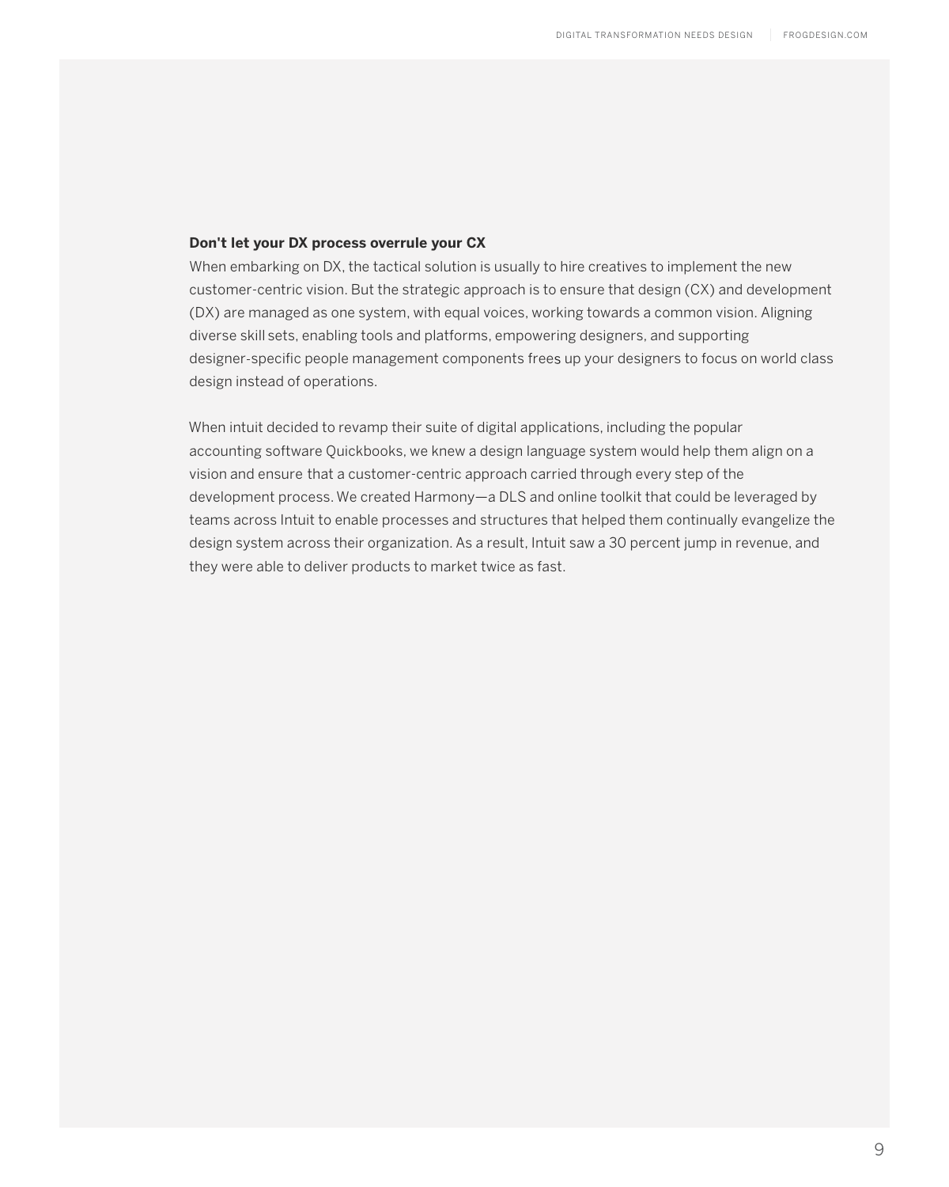**Don't let your DX process overrule your CX**

When embarking on DX, the tactical solution is usually to hire creatives to implement the new customer-centric vision. But the strategic approach is to ensure that design (CX) and development (DX) are managed as one system, with equal voices, working towards a common vision. Aligning diverse skill sets, enabling tools and platforms, empowering designers, and supporting designer-specific people management components frees up your designers to focus on world class design instead of operations.

When intuit decided to revamp their suite of digital applications, including the popular accounting software Quickbooks, we knew a design language system would help them align on a vision and ensure that a customer-centric approach carried through every step of the development process. We created Harmony—a DLS and online toolkit that could be leveraged by teams across Intuit to enable processes and structures that helped them continually evangelize the design system across their organization. As a result, Intuit saw a 30 percent jump in revenue, and they were able to deliver products to market twice as fast.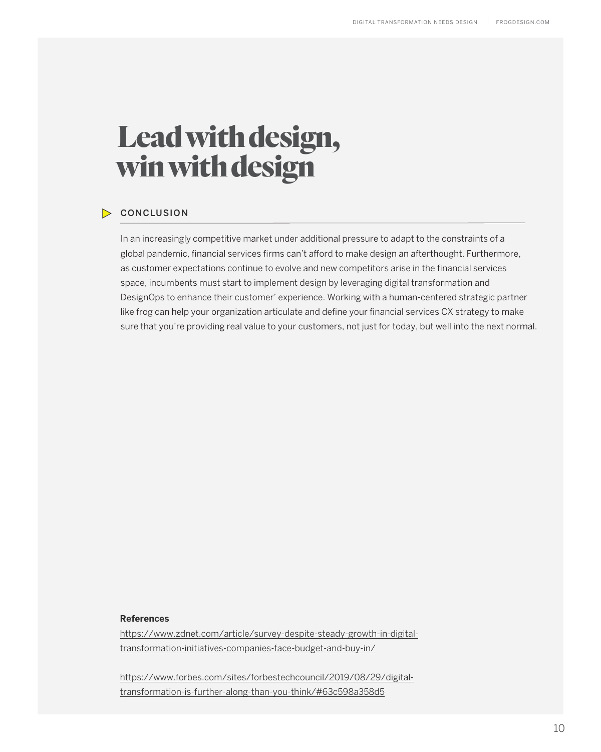# Lead with design, win with design

## CONCLUSION

In an increasingly competitive market under additional pressure to adapt to the constraints of a global pandemic, financial services firms can't afford to make design an afterthought. Furthermore, as customer expectations continue to evolve and new competitors arise in the financial services space, incumbents must start to implement design by leveraging digital transformation and DesignOps to enhance their customer' experience. Working with a human-centered strategic partner like frog can help your organization articulate and define your financial services CX strategy to make sure that you're providing real value to your customers, not just for today, but well into the next normal.

**References**

https://www.zdnet.com/article/survey-despite-steady-growth-in-digital-transformation-initiatives-companies-face-budget-and-buy-in/

https://www.forbes.com/sites/forbestechcouncil/2019/08/29/digital-transformation-is-further-along-than-you-think/#63c598a358d5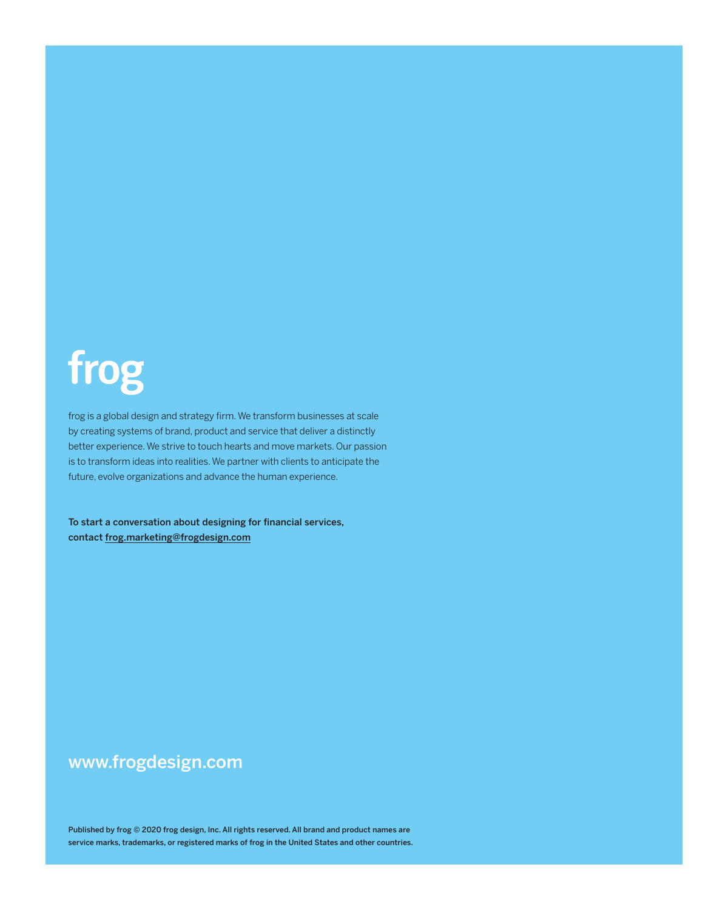# frog

frog is a global design and strategy firm. We transform businesses at scale by creating systems of brand, product and service that deliver a distinctly better experience. We strive to touch hearts and move markets. Our passion is to transform ideas into realities. We partner with clients to anticipate the future, evolve organizations and advance the human experience.

**To start a conversation about designing for financial services, contact frog.marketing@frogdesign.com**

## www.frogdesign.com

**Published by frog © 2020 frog design, Inc. All rights reserved. All brand and product names are service marks, trademarks, or registered marks of frog in the United States and other countries.**